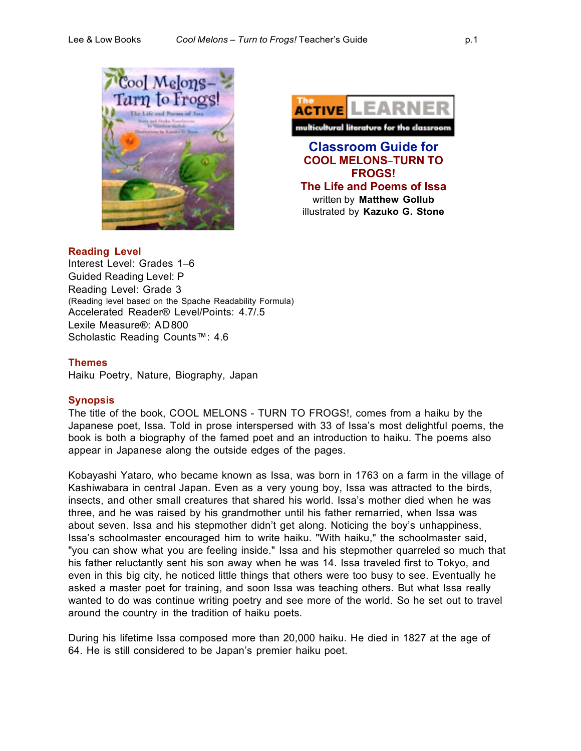The ACTIVE LEARNER
multicultural literature for the classroom

# Classroom Guide for COOL MELONS–TURN TO FROGS! The Life and Poems of Issa

written by **Matthew Gollub**
illustrated by **Kazuko G. Stone**

## Reading Level

Interest Level: Grades 1–6
Guided Reading Level: P
Reading Level: Grade 3
(Reading level based on the Spache Readability Formula)
Accelerated Reader® Level/Points: 4.7/.5
Lexile Measure®: AD800
Scholastic Reading Counts™: 4.6

## Themes

Haiku Poetry, Nature, Biography, Japan

## Synopsis

The title of the book, COOL MELONS - TURN TO FROGS!, comes from a haiku by the Japanese poet, Issa. Told in prose interspersed with 33 of Issa's most delightful poems, the book is both a biography of the famed poet and an introduction to haiku. The poems also appear in Japanese along the outside edges of the pages.

Kobayashi Yataro, who became known as Issa, was born in 1763 on a farm in the village of Kashiwabara in central Japan. Even as a very young boy, Issa was attracted to the birds, insects, and other small creatures that shared his world. Issa's mother died when he was three, and he was raised by his grandmother until his father remarried, when Issa was about seven. Issa and his stepmother didn't get along. Noticing the boy's unhappiness, Issa's schoolmaster encouraged him to write haiku. "With haiku," the schoolmaster said, "you can show what you are feeling inside." Issa and his stepmother quarreled so much that his father reluctantly sent his son away when he was 14. Issa traveled first to Tokyo, and even in this big city, he noticed little things that others were too busy to see. Eventually he asked a master poet for training, and soon Issa was teaching others. But what Issa really wanted to do was continue writing poetry and see more of the world. So he set out to travel around the country in the tradition of haiku poets.

During his lifetime Issa composed more than 20,000 haiku. He died in 1827 at the age of 64. He is still considered to be Japan's premier haiku poet.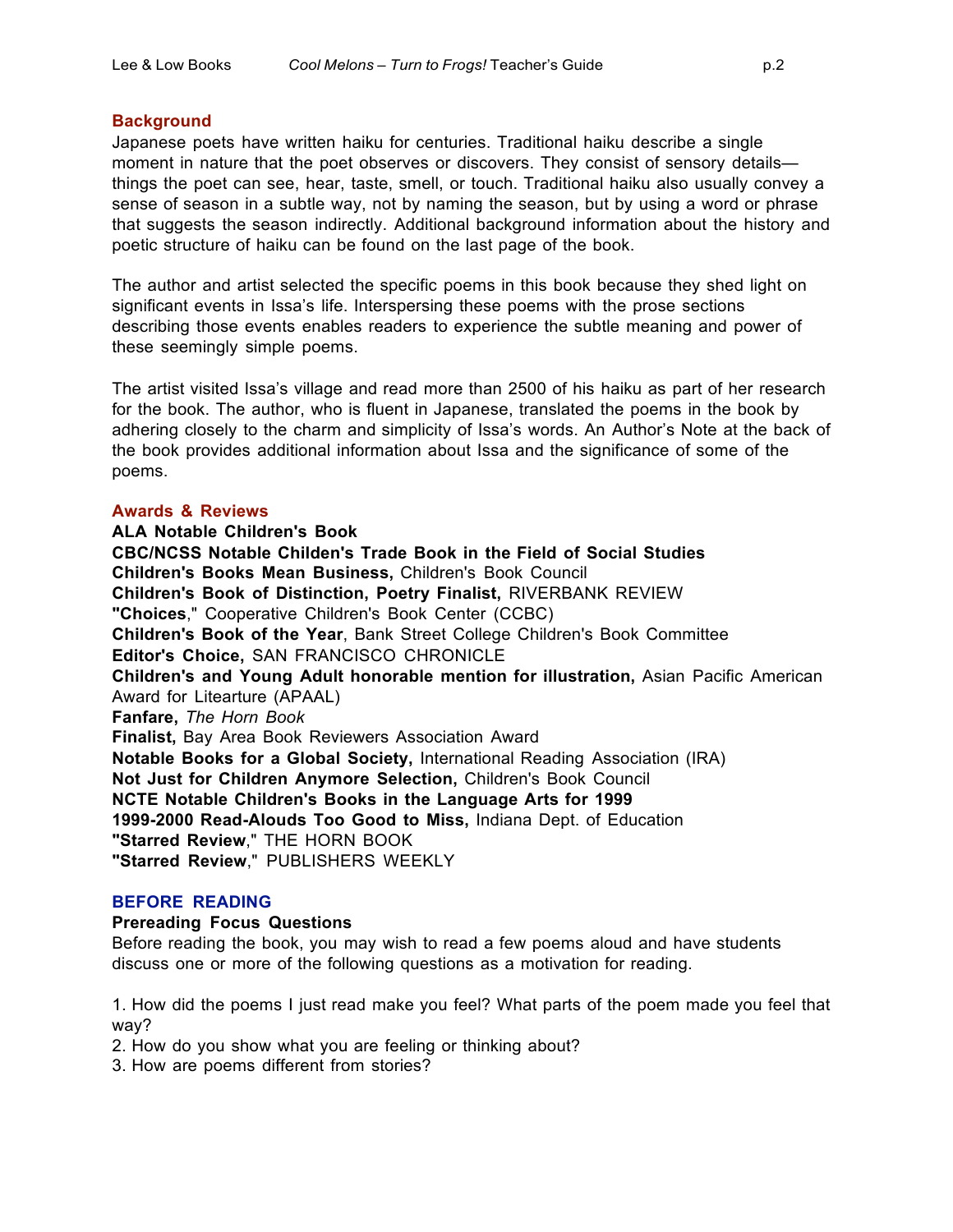## Background

Japanese poets have written haiku for centuries. Traditional haiku describe a single moment in nature that the poet observes or discovers. They consist of sensory details—things the poet can see, hear, taste, smell, or touch. Traditional haiku also usually convey a sense of season in a subtle way, not by naming the season, but by using a word or phrase that suggests the season indirectly. Additional background information about the history and poetic structure of haiku can be found on the last page of the book.

The author and artist selected the specific poems in this book because they shed light on significant events in Issa's life. Interspersing these poems with the prose sections describing those events enables readers to experience the subtle meaning and power of these seemingly simple poems.

The artist visited Issa's village and read more than 2500 of his haiku as part of her research for the book. The author, who is fluent in Japanese, translated the poems in the book by adhering closely to the charm and simplicity of Issa's words. An Author's Note at the back of the book provides additional information about Issa and the significance of some of the poems.

## Awards & Reviews

**ALA Notable Children's Book**
**CBC/NCSS Notable Childen's Trade Book in the Field of Social Studies**
**Children's Books Mean Business,** Children's Book Council
**Children's Book of Distinction, Poetry Finalist,** RIVERBANK REVIEW
**"Choices**," Cooperative Children's Book Center (CCBC)
**Children's Book of the Year**, Bank Street College Children's Book Committee
**Editor's Choice,** SAN FRANCISCO CHRONICLE
**Children's and Young Adult honorable mention for illustration,** Asian Pacific American Award for Litearture (APAAL)
**Fanfare,** *The Horn Book*
**Finalist,** Bay Area Book Reviewers Association Award
**Notable Books for a Global Society,** International Reading Association (IRA)
**Not Just for Children Anymore Selection,** Children's Book Council
**NCTE Notable Children's Books in the Language Arts for 1999**
**1999-2000 Read-Alouds Too Good to Miss,** Indiana Dept. of Education
**"Starred Review**," THE HORN BOOK
**"Starred Review**," PUBLISHERS WEEKLY

## BEFORE READING

### Prereading Focus Questions

Before reading the book, you may wish to read a few poems aloud and have students discuss one or more of the following questions as a motivation for reading.

1. How did the poems I just read make you feel? What parts of the poem made you feel that way?
2. How do you show what you are feeling or thinking about?
3. How are poems different from stories?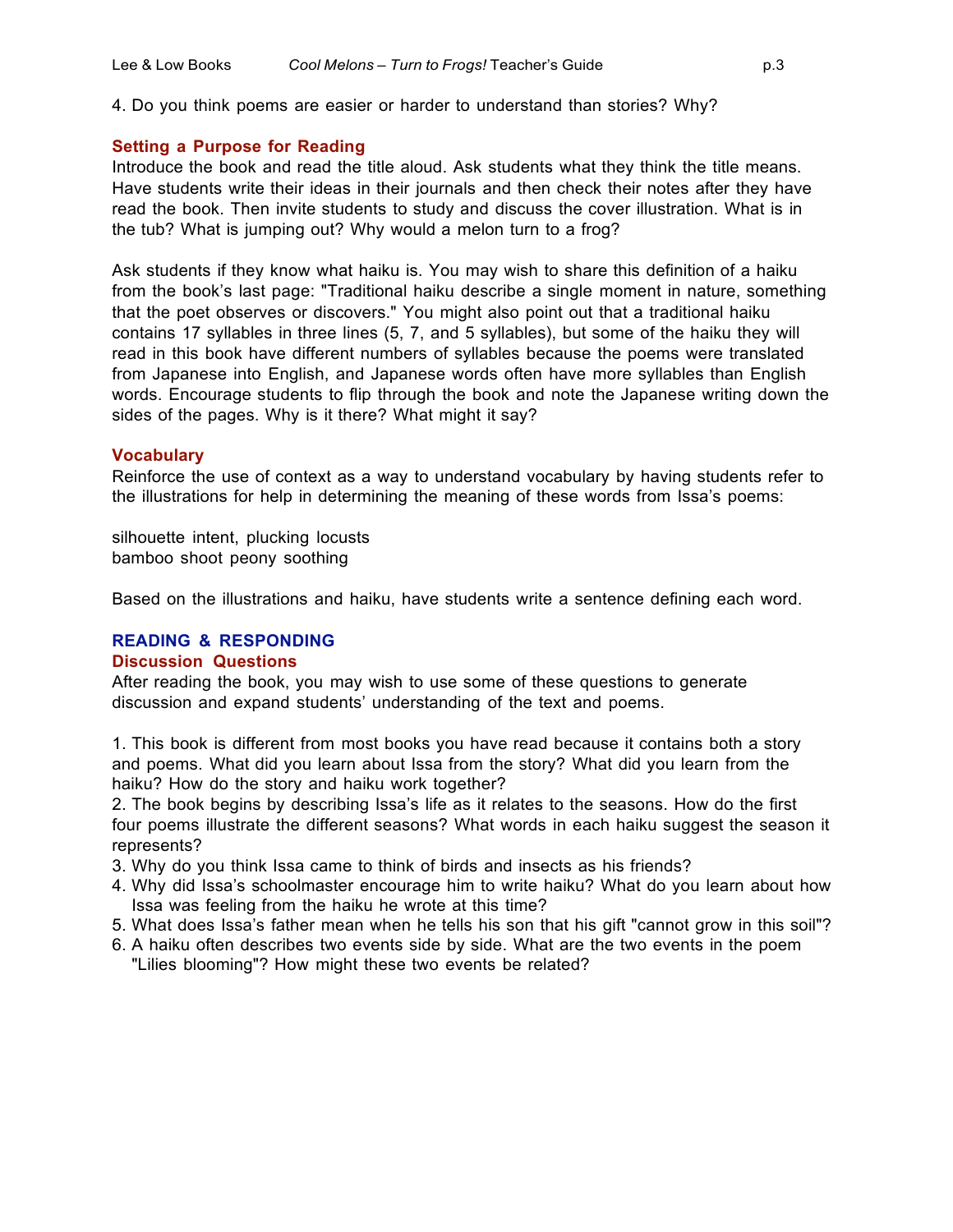4. Do you think poems are easier or harder to understand than stories? Why?

### Setting a Purpose for Reading

Introduce the book and read the title aloud. Ask students what they think the title means. Have students write their ideas in their journals and then check their notes after they have read the book. Then invite students to study and discuss the cover illustration. What is in the tub? What is jumping out? Why would a melon turn to a frog?

Ask students if they know what haiku is. You may wish to share this definition of a haiku from the book's last page: "Traditional haiku describe a single moment in nature, something that the poet observes or discovers." You might also point out that a traditional haiku contains 17 syllables in three lines (5, 7, and 5 syllables), but some of the haiku they will read in this book have different numbers of syllables because the poems were translated from Japanese into English, and Japanese words often have more syllables than English words. Encourage students to flip through the book and note the Japanese writing down the sides of the pages. Why is it there? What might it say?

### Vocabulary

Reinforce the use of context as a way to understand vocabulary by having students refer to the illustrations for help in determining the meaning of these words from Issa's poems:

silhouette intent, plucking locusts
bamboo shoot peony soothing

Based on the illustrations and haiku, have students write a sentence defining each word.

## READING & RESPONDING

### Discussion Questions

After reading the book, you may wish to use some of these questions to generate discussion and expand students' understanding of the text and poems.

1. This book is different from most books you have read because it contains both a story and poems. What did you learn about Issa from the story? What did you learn from the haiku? How do the story and haiku work together?
2. The book begins by describing Issa's life as it relates to the seasons. How do the first four poems illustrate the different seasons? What words in each haiku suggest the season it represents?
3. Why do you think Issa came to think of birds and insects as his friends?
4. Why did Issa's schoolmaster encourage him to write haiku? What do you learn about how Issa was feeling from the haiku he wrote at this time?
5. What does Issa's father mean when he tells his son that his gift "cannot grow in this soil"?
6. A haiku often describes two events side by side. What are the two events in the poem "Lilies blooming"? How might these two events be related?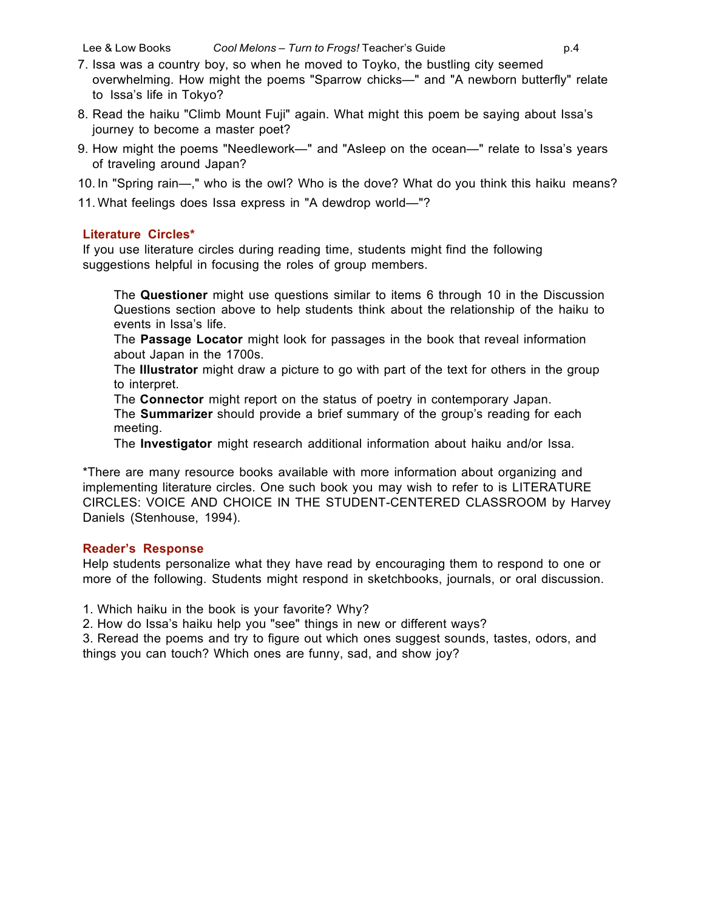7. Issa was a country boy, so when he moved to Toyko, the bustling city seemed overwhelming. How might the poems "Sparrow chicks—" and "A newborn butterfly" relate to Issa's life in Tokyo?
8. Read the haiku "Climb Mount Fuji" again. What might this poem be saying about Issa's journey to become a master poet?
9. How might the poems "Needlework—" and "Asleep on the ocean—" relate to Issa's years of traveling around Japan?
10. In "Spring rain—," who is the owl? Who is the dove? What do you think this haiku means?
11. What feelings does Issa express in "A dewdrop world—"?

## Literature Circles*

If you use literature circles during reading time, students might find the following suggestions helpful in focusing the roles of group members.

The **Questioner** might use questions similar to items 6 through 10 in the Discussion Questions section above to help students think about the relationship of the haiku to events in Issa's life.
The **Passage Locator** might look for passages in the book that reveal information about Japan in the 1700s.
The **Illustrator** might draw a picture to go with part of the text for others in the group to interpret.
The **Connector** might report on the status of poetry in contemporary Japan.
The **Summarizer** should provide a brief summary of the group's reading for each meeting.
The **Investigator** might research additional information about haiku and/or Issa.

*There are many resource books available with more information about organizing and implementing literature circles. One such book you may wish to refer to is LITERATURE CIRCLES: VOICE AND CHOICE IN THE STUDENT-CENTERED CLASSROOM by Harvey Daniels (Stenhouse, 1994).

## Reader's Response

Help students personalize what they have read by encouraging them to respond to one or more of the following. Students might respond in sketchbooks, journals, or oral discussion.

1. Which haiku in the book is your favorite? Why?
2. How do Issa's haiku help you "see" things in new or different ways?
3. Reread the poems and try to figure out which ones suggest sounds, tastes, odors, and things you can touch? Which ones are funny, sad, and show joy?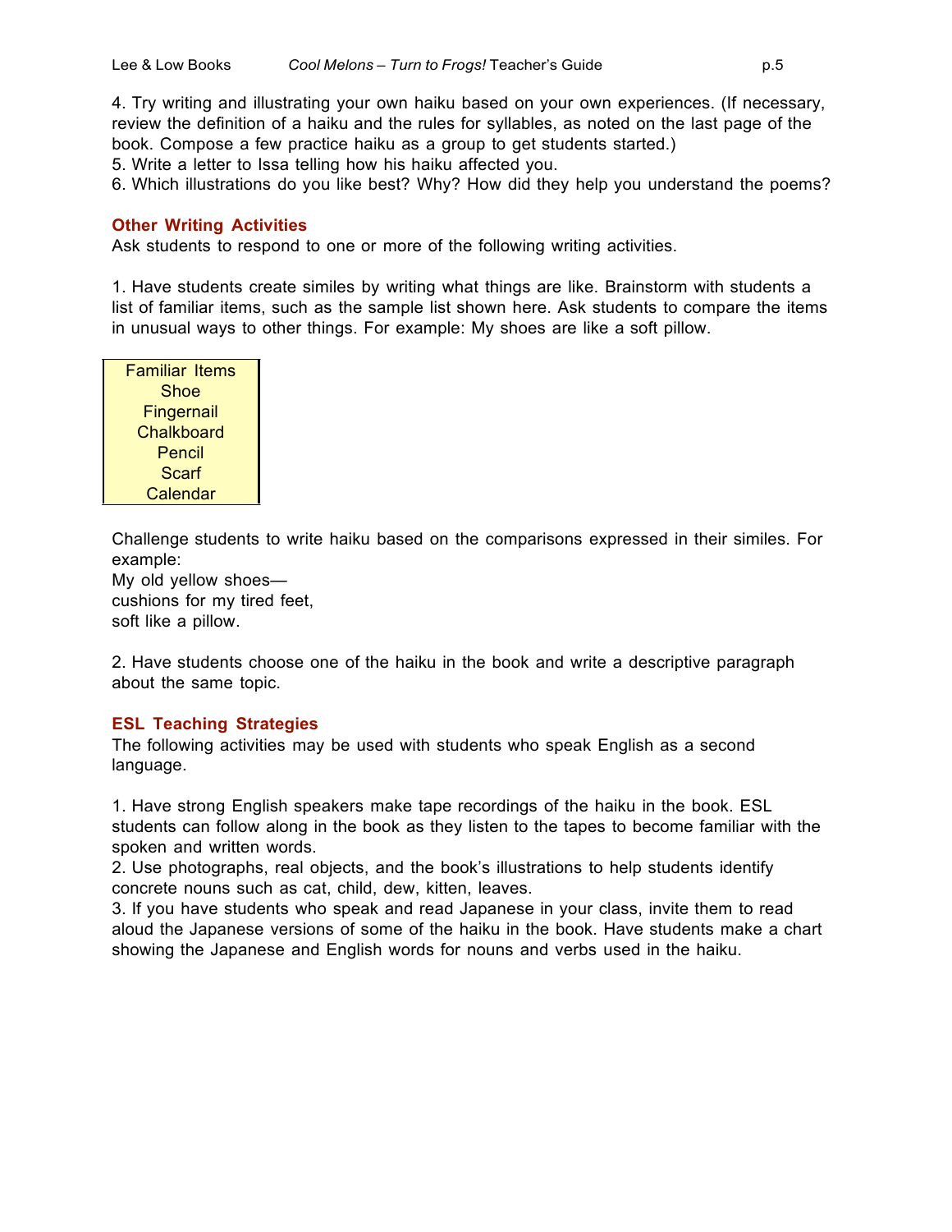4. Try writing and illustrating your own haiku based on your own experiences. (If necessary, review the definition of a haiku and the rules for syllables, as noted on the last page of the book. Compose a few practice haiku as a group to get students started.)
5. Write a letter to Issa telling how his haiku affected you.
6. Which illustrations do you like best? Why? How did they help you understand the poems?

## Other Writing Activities

Ask students to respond to one or more of the following writing activities.

1. Have students create similes by writing what things are like. Brainstorm with students a list of familiar items, such as the sample list shown here. Ask students to compare the items in unusual ways to other things. For example: My shoes are like a soft pillow.

| Familiar Items |
|---|
| Shoe |
| Fingernail |
| Chalkboard |
| Pencil |
| Scarf |
| Calendar |

Challenge students to write haiku based on the comparisons expressed in their similes. For example:
My old yellow shoes—
cushions for my tired feet,
soft like a pillow.

2. Have students choose one of the haiku in the book and write a descriptive paragraph about the same topic.

## ESL Teaching Strategies

The following activities may be used with students who speak English as a second language.

1. Have strong English speakers make tape recordings of the haiku in the book. ESL students can follow along in the book as they listen to the tapes to become familiar with the spoken and written words.
2. Use photographs, real objects, and the book's illustrations to help students identify concrete nouns such as cat, child, dew, kitten, leaves.
3. If you have students who speak and read Japanese in your class, invite them to read aloud the Japanese versions of some of the haiku in the book. Have students make a chart showing the Japanese and English words for nouns and verbs used in the haiku.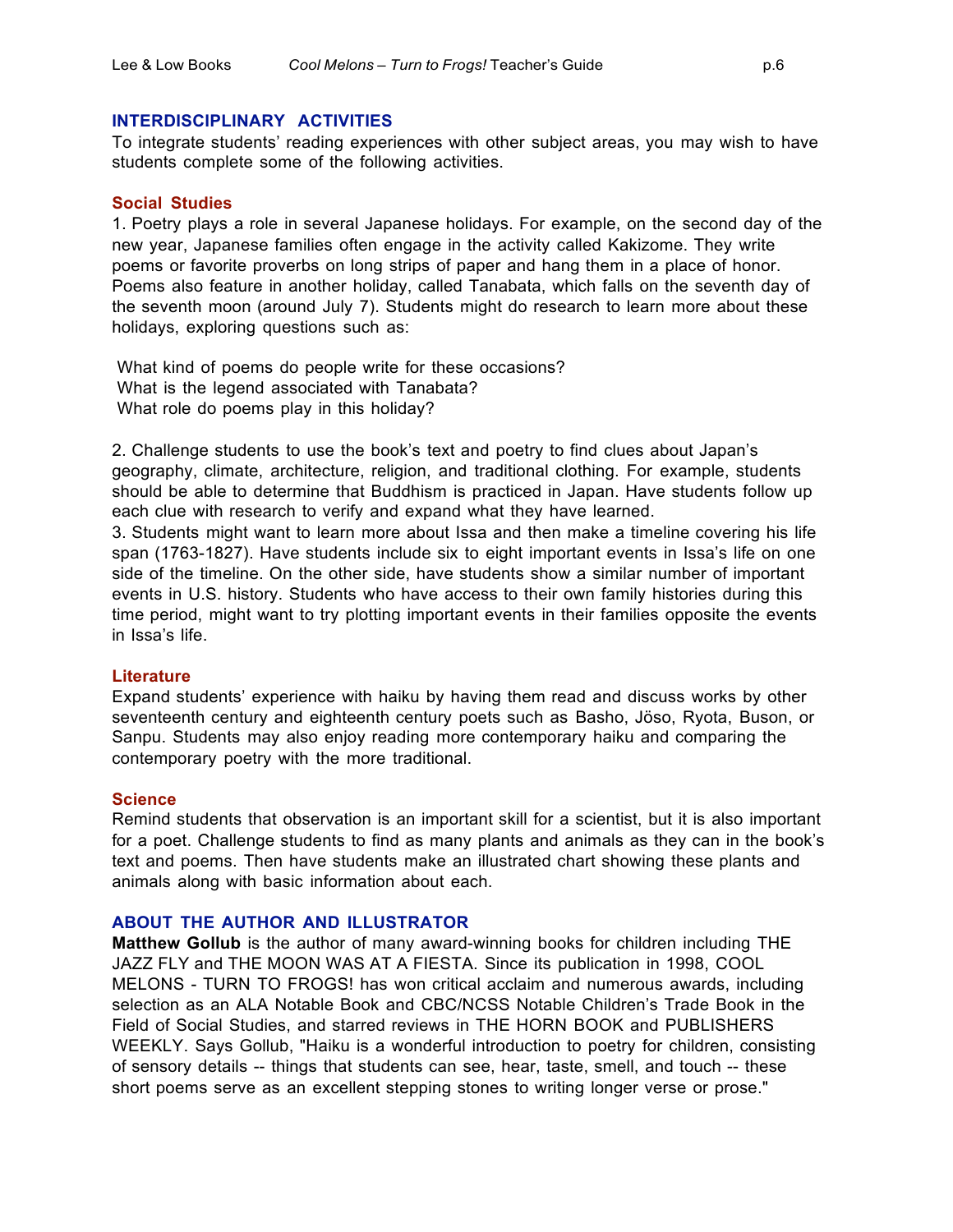## INTERDISCIPLINARY ACTIVITIES

To integrate students' reading experiences with other subject areas, you may wish to have students complete some of the following activities.

### Social Studies

1. Poetry plays a role in several Japanese holidays. For example, on the second day of the new year, Japanese families often engage in the activity called Kakizome. They write poems or favorite proverbs on long strips of paper and hang them in a place of honor. Poems also feature in another holiday, called Tanabata, which falls on the seventh day of the seventh moon (around July 7). Students might do research to learn more about these holidays, exploring questions such as:

What kind of poems do people write for these occasions?
What is the legend associated with Tanabata?
What role do poems play in this holiday?

2. Challenge students to use the book's text and poetry to find clues about Japan's geography, climate, architecture, religion, and traditional clothing. For example, students should be able to determine that Buddhism is practiced in Japan. Have students follow up each clue with research to verify and expand what they have learned.
3. Students might want to learn more about Issa and then make a timeline covering his life span (1763-1827). Have students include six to eight important events in Issa's life on one side of the timeline. On the other side, have students show a similar number of important events in U.S. history. Students who have access to their own family histories during this time period, might want to try plotting important events in their families opposite the events in Issa's life.

### Literature

Expand students' experience with haiku by having them read and discuss works by other seventeenth century and eighteenth century poets such as Basho, Jöso, Ryota, Buson, or Sanpu. Students may also enjoy reading more contemporary haiku and comparing the contemporary poetry with the more traditional.

### Science

Remind students that observation is an important skill for a scientist, but it is also important for a poet. Challenge students to find as many plants and animals as they can in the book's text and poems. Then have students make an illustrated chart showing these plants and animals along with basic information about each.

## ABOUT THE AUTHOR AND ILLUSTRATOR

**Matthew Gollub** is the author of many award-winning books for children including THE JAZZ FLY and THE MOON WAS AT A FIESTA. Since its publication in 1998, COOL MELONS - TURN TO FROGS! has won critical acclaim and numerous awards, including selection as an ALA Notable Book and CBC/NCSS Notable Children's Trade Book in the Field of Social Studies, and starred reviews in THE HORN BOOK and PUBLISHERS WEEKLY. Says Gollub, "Haiku is a wonderful introduction to poetry for children, consisting of sensory details -- things that students can see, hear, taste, smell, and touch -- these short poems serve as an excellent stepping stones to writing longer verse or prose."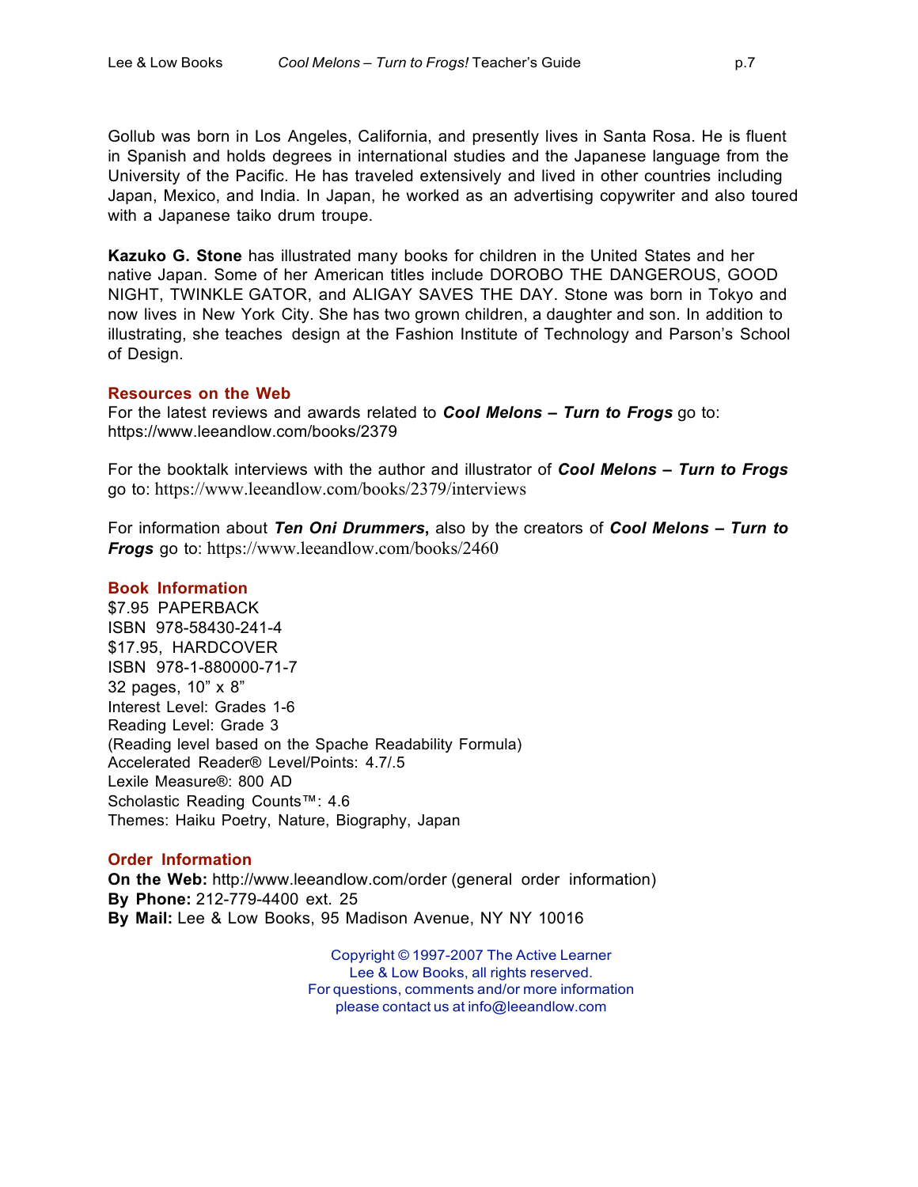Gollub was born in Los Angeles, California, and presently lives in Santa Rosa. He is fluent in Spanish and holds degrees in international studies and the Japanese language from the University of the Pacific. He has traveled extensively and lived in other countries including Japan, Mexico, and India. In Japan, he worked as an advertising copywriter and also toured with a Japanese taiko drum troupe.

**Kazuko G. Stone** has illustrated many books for children in the United States and her native Japan. Some of her American titles include DOROBO THE DANGEROUS, GOOD NIGHT, TWINKLE GATOR, and ALIGAY SAVES THE DAY. Stone was born in Tokyo and now lives in New York City. She has two grown children, a daughter and son. In addition to illustrating, she teaches design at the Fashion Institute of Technology and Parson's School of Design.

## Resources on the Web

For the latest reviews and awards related to ***Cool Melons – Turn to Frogs*** go to: https://www.leeandlow.com/books/2379

For the booktalk interviews with the author and illustrator of ***Cool Melons – Turn to Frogs*** go to: https://www.leeandlow.com/books/2379/interviews

For information about ***Ten Oni Drummers***, also by the creators of ***Cool Melons – Turn to Frogs*** go to: https://www.leeandlow.com/books/2460

## Book Information

$7.95 PAPERBACK
ISBN 978-58430-241-4
$17.95, HARDCOVER
ISBN 978-1-880000-71-7
32 pages, 10" x 8"
Interest Level: Grades 1-6
Reading Level: Grade 3
(Reading level based on the Spache Readability Formula)
Accelerated Reader® Level/Points: 4.7/.5
Lexile Measure®: 800 AD
Scholastic Reading Counts™: 4.6
Themes: Haiku Poetry, Nature, Biography, Japan

## Order Information

**On the Web:** http://www.leeandlow.com/order (general order information)
**By Phone:** 212-779-4400 ext. 25
**By Mail:** Lee & Low Books, 95 Madison Avenue, NY NY 10016

Copyright © 1997-2007 The Active Learner
Lee & Low Books, all rights reserved.
For questions, comments and/or more information
please contact us at info@leeandlow.com